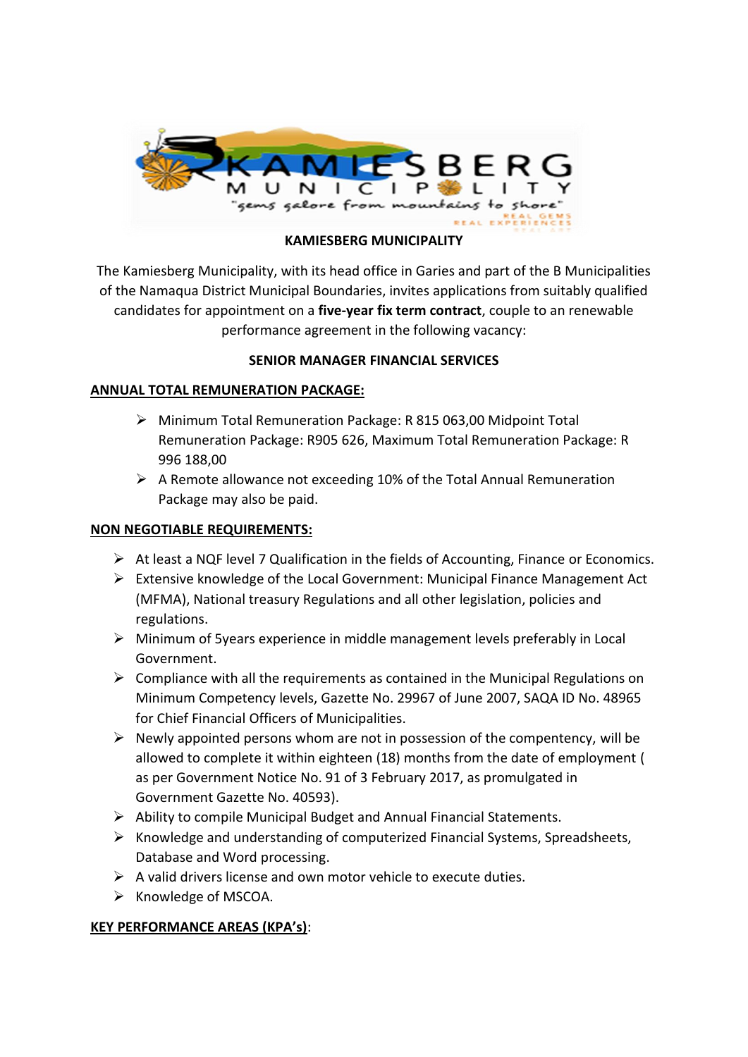# KAMIESBERG MUNICIPALITY

The Kamiesberg Municipality, with its head office in Garies and part of the B Municipalities of the Namaqua District Municipal Boundaries, invites applications from suitably qualified candidates for appointment on a **five-year fix term contract**, couple to an renewable performance agreement in the following vacancy:

## SENIOR MANAGER FINANCIAL SERVICES

### ANNUAL TOTAL REMUNERATION PACKAGE:

- Minimum Total Remuneration Package: R 815 063,00 Midpoint Total Remuneration Package: R905 626, Maximum Total Remuneration Package: R 996 188,00
- A Remote allowance not exceeding 10% of the Total Annual Remuneration Package may also be paid.

### NON NEGOTIABLE REQUIREMENTS:

- At least a NQF level 7 Qualification in the fields of Accounting, Finance or Economics.
- Extensive knowledge of the Local Government: Municipal Finance Management Act (MFMA), National treasury Regulations and all other legislation, policies and regulations.
- Minimum of 5years experience in middle management levels preferably in Local Government.
- Compliance with all the requirements as contained in the Municipal Regulations on Minimum Competency levels, Gazette No. 29967 of June 2007, SAQA ID No. 48965 for Chief Financial Officers of Municipalities.
- Newly appointed persons whom are not in possession of the competency, will be allowed to complete it within eighteen (18) months from the date of employment ( as per Government Notice No. 91 of 3 February 2017, as promulgated in Government Gazette No. 40593).
- Ability to compile Municipal Budget and Annual Financial Statements.
- Knowledge and understanding of computerized Financial Systems, Spreadsheets, Database and Word processing.
- A valid drivers license and own motor vehicle to execute duties.
- Knowledge of MSCOA.

### KEY PERFORMANCE AREAS (KPA's):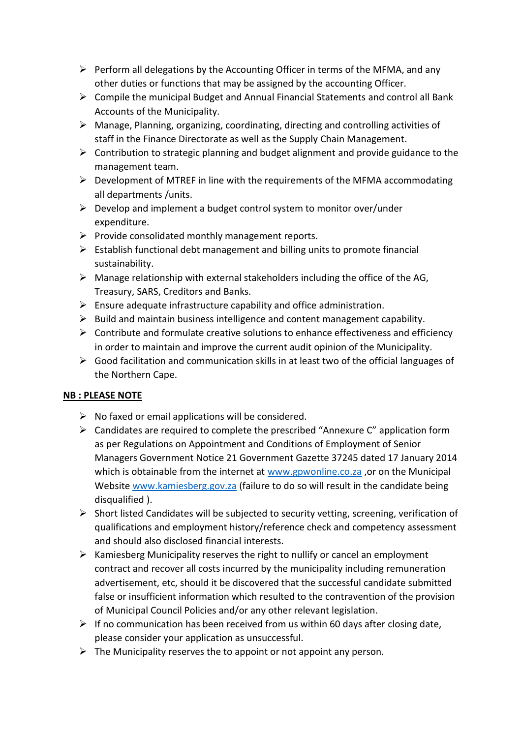- Perform all delegations by the Accounting Officer in terms of the MFMA, and any other duties or functions that may be assigned by the accounting Officer.
- Compile the municipal Budget and Annual Financial Statements and control all Bank Accounts of the Municipality.
- Manage, Planning, organizing, coordinating, directing and controlling activities of staff in the Finance Directorate as well as the Supply Chain Management.
- Contribution to strategic planning and budget alignment and provide guidance to the management team.
- Development of MTREF in line with the requirements of the MFMA accommodating all departments /units.
- Develop and implement a budget control system to monitor over/under expenditure.
- Provide consolidated monthly management reports.
- Establish functional debt management and billing units to promote financial sustainability.
- Manage relationship with external stakeholders including the office of the AG, Treasury, SARS, Creditors and Banks.
- Ensure adequate infrastructure capability and office administration.
- Build and maintain business intelligence and content management capability.
- Contribute and formulate creative solutions to enhance effectiveness and efficiency in order to maintain and improve the current audit opinion of the Municipality.
- Good facilitation and communication skills in at least two of the official languages of the Northern Cape.

**NB : PLEASE NOTE**

- No faxed or email applications will be considered.
- Candidates are required to complete the prescribed "Annexure C" application form as per Regulations on Appointment and Conditions of Employment of Senior Managers Government Notice 21 Government Gazette 37245 dated 17 January 2014 which is obtainable from the internet at www.gpwonline.co.za ,or on the Municipal Website www.kamiesberg.gov.za (failure to do so will result in the candidate being disqualified ).
- Short listed Candidates will be subjected to security vetting, screening, verification of qualifications and employment history/reference check and competency assessment and should also disclosed financial interests.
- Kamiesberg Municipality reserves the right to nullify or cancel an employment contract and recover all costs incurred by the municipality including remuneration advertisement, etc, should it be discovered that the successful candidate submitted false or insufficient information which resulted to the contravention of the provision of Municipal Council Policies and/or any other relevant legislation.
- If no communication has been received from us within 60 days after closing date, please consider your application as unsuccessful.
- The Municipality reserves the to appoint or not appoint any person.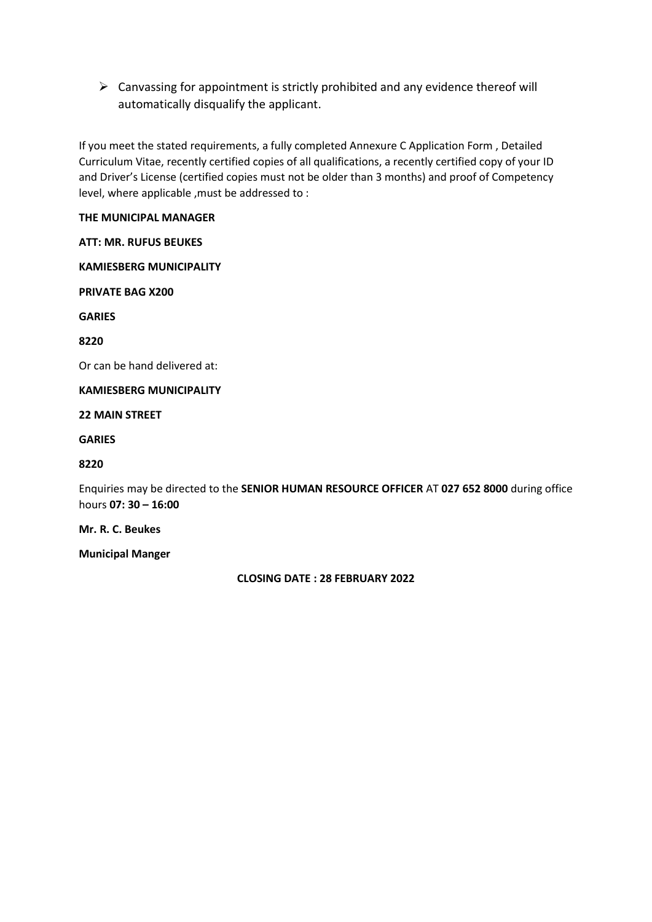- Canvassing for appointment is strictly prohibited and any evidence thereof will automatically disqualify the applicant.

If you meet the stated requirements, a fully completed Annexure C Application Form , Detailed Curriculum Vitae, recently certified copies of all qualifications, a recently certified copy of your ID and Driver's License (certified copies must not be older than 3 months) and proof of Competency level, where applicable ,must be addressed to :

**THE MUNICIPAL MANAGER**

**ATT: MR. RUFUS BEUKES**

**KAMIESBERG MUNICIPALITY**

**PRIVATE BAG X200**

**GARIES**

**8220**

Or can be hand delivered at:

**KAMIESBERG MUNICIPALITY**

**22 MAIN STREET**

**GARIES**

**8220**

Enquiries may be directed to the **SENIOR HUMAN RESOURCE OFFICER** AT **027 652 8000** during office hours **07: 30 – 16:00**

**Mr. R. C. Beukes**

**Municipal Manger**

**CLOSING DATE : 28 FEBRUARY 2022**